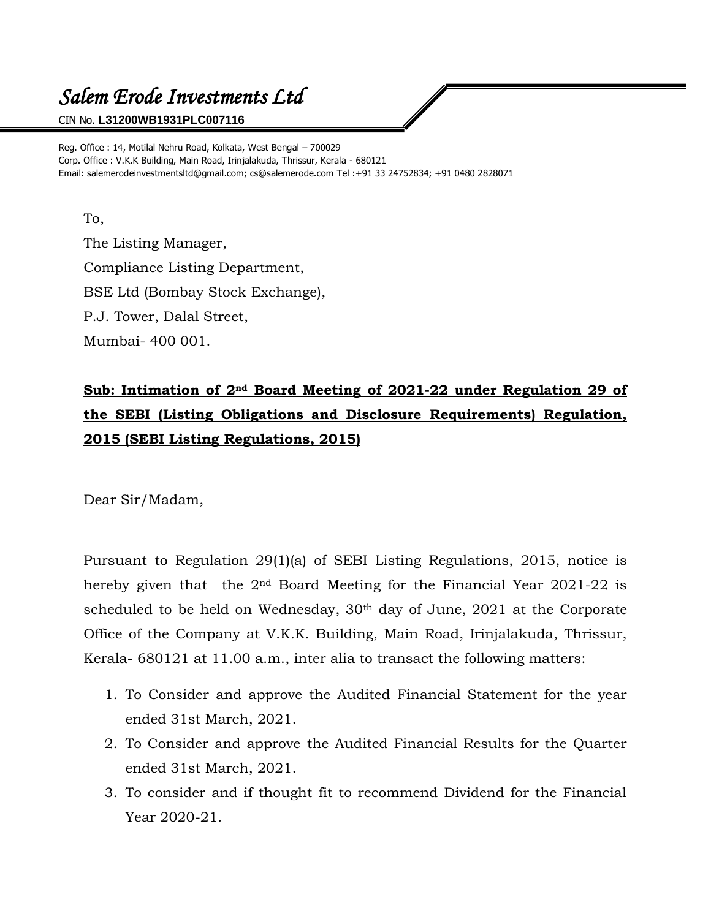# *Salem Erode Investments Ltd*

CIN No. **L31200WB1931PLC007116**

Reg. Office : 14, Motilal Nehru Road, Kolkata, West Bengal – 700029
Corp. Office : V.K.K Building, Main Road, Irinjalakuda, Thrissur, Kerala - 680121
Email: salemerodeinvestmentsltd@gmail.com; cs@salemerode.com Tel :+91 33 24752834; +91 0480 2828071

To,
The Listing Manager,
Compliance Listing Department,
BSE Ltd (Bombay Stock Exchange),
P.J. Tower, Dalal Street,
Mumbai- 400 001.

**Sub: Intimation of 2nd Board Meeting of 2021-22 under Regulation 29 of the SEBI (Listing Obligations and Disclosure Requirements) Regulation, 2015 (SEBI Listing Regulations, 2015)**

Dear Sir/Madam,

Pursuant to Regulation 29(1)(a) of SEBI Listing Regulations, 2015, notice is hereby given that the 2nd Board Meeting for the Financial Year 2021-22 is scheduled to be held on Wednesday, 30th day of June, 2021 at the Corporate Office of the Company at V.K.K. Building, Main Road, Irinjalakuda, Thrissur, Kerala- 680121 at 11.00 a.m., inter alia to transact the following matters:

1. To Consider and approve the Audited Financial Statement for the year ended 31st March, 2021.
2. To Consider and approve the Audited Financial Results for the Quarter ended 31st March, 2021.
3. To consider and if thought fit to recommend Dividend for the Financial Year 2020-21.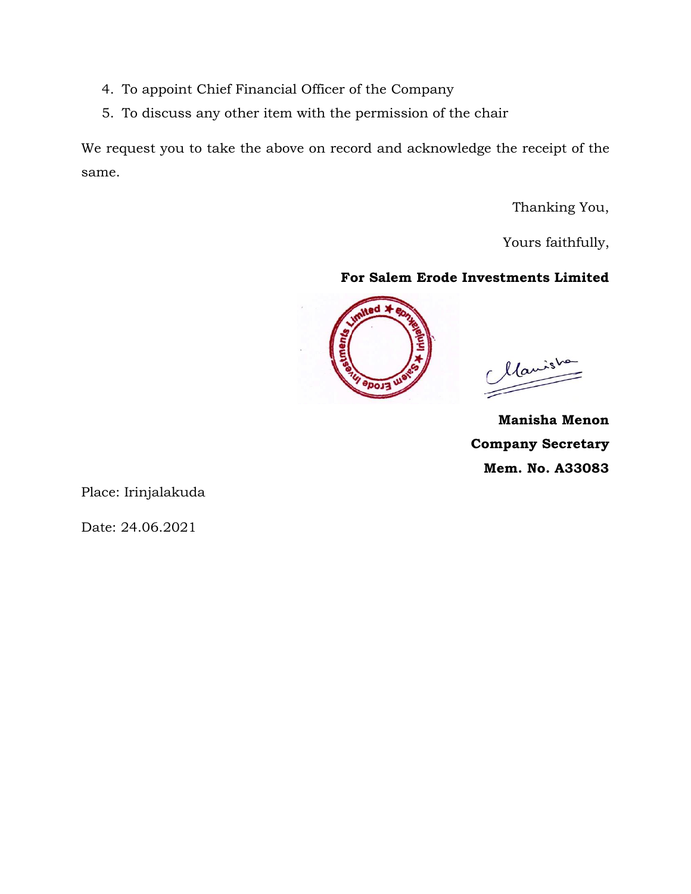4. To appoint Chief Financial Officer of the Company
5. To discuss any other item with the permission of the chair

We request you to take the above on record and acknowledge the receipt of the same.

Thanking You,

Yours faithfully,

**For Salem Erode Investments Limited**

**Manisha Menon**
**Company Secretary**
**Mem. No. A33083**

Place: Irinjalakuda

Date: 24.06.2021